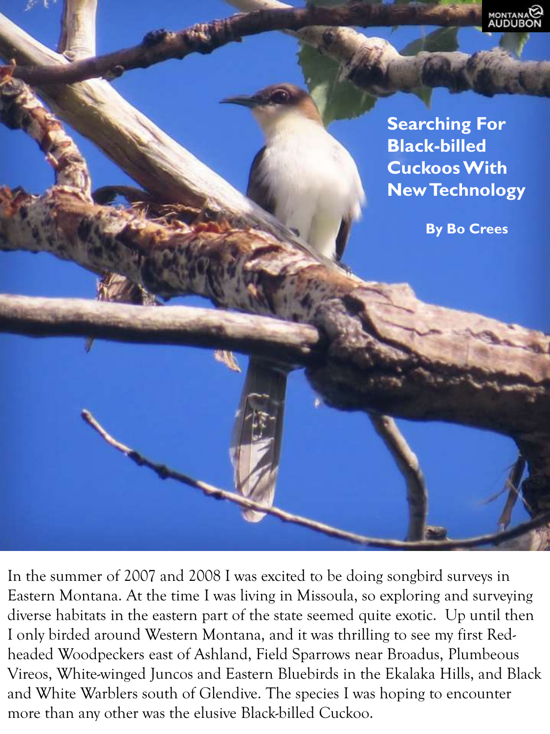# Searching For Black-billed Cuckoos With New Technology

**By Bo Crees**

In the summer of 2007 and 2008 I was excited to be doing songbird surveys in Eastern Montana. At the time I was living in Missoula, so exploring and surveying diverse habitats in the eastern part of the state seemed quite exotic. Up until then I only birded around Western Montana, and it was thrilling to see my first Red-headed Woodpeckers east of Ashland, Field Sparrows near Broadus, Plumbeous Vireos, White-winged Juncos and Eastern Bluebirds in the Ekalaka Hills, and Black and White Warblers south of Glendive. The species I was hoping to encounter more than any other was the elusive Black-billed Cuckoo.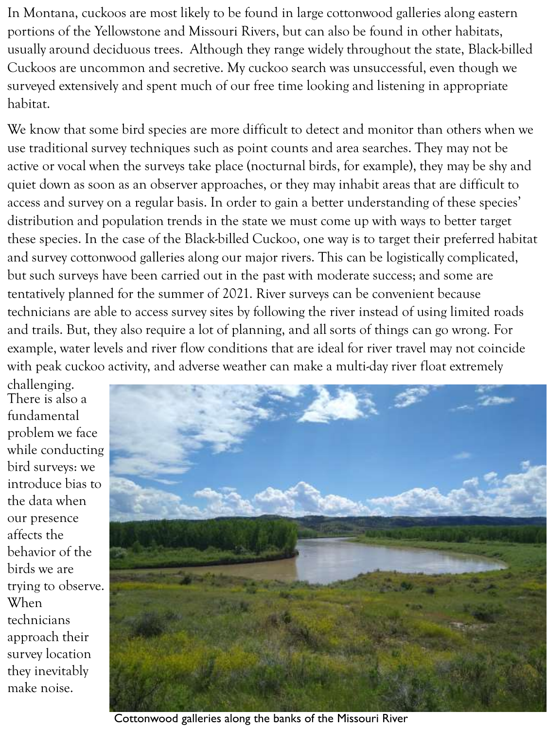In Montana, cuckoos are most likely to be found in large cottonwood galleries along eastern portions of the Yellowstone and Missouri Rivers, but can also be found in other habitats, usually around deciduous trees. Although they range widely throughout the state, Black-billed Cuckoos are uncommon and secretive. My cuckoo search was unsuccessful, even though we surveyed extensively and spent much of our free time looking and listening in appropriate habitat.

We know that some bird species are more difficult to detect and monitor than others when we use traditional survey techniques such as point counts and area searches. They may not be active or vocal when the surveys take place (nocturnal birds, for example), they may be shy and quiet down as soon as an observer approaches, or they may inhabit areas that are difficult to access and survey on a regular basis. In order to gain a better understanding of these species' distribution and population trends in the state we must come up with ways to better target these species. In the case of the Black-billed Cuckoo, one way is to target their preferred habitat and survey cottonwood galleries along our major rivers. This can be logistically complicated, but such surveys have been carried out in the past with moderate success; and some are tentatively planned for the summer of 2021. River surveys can be convenient because technicians are able to access survey sites by following the river instead of using limited roads and trails. But, they also require a lot of planning, and all sorts of things can go wrong. For example, water levels and river flow conditions that are ideal for river travel may not coincide with peak cuckoo activity, and adverse weather can make a multi-day river float extremely challenging. There is also a fundamental problem we face while conducting bird surveys: we introduce bias to the data when our presence affects the behavior of the birds we are trying to observe. When technicians approach their survey location they inevitably make noise.

Cottonwood galleries along the banks of the Missouri River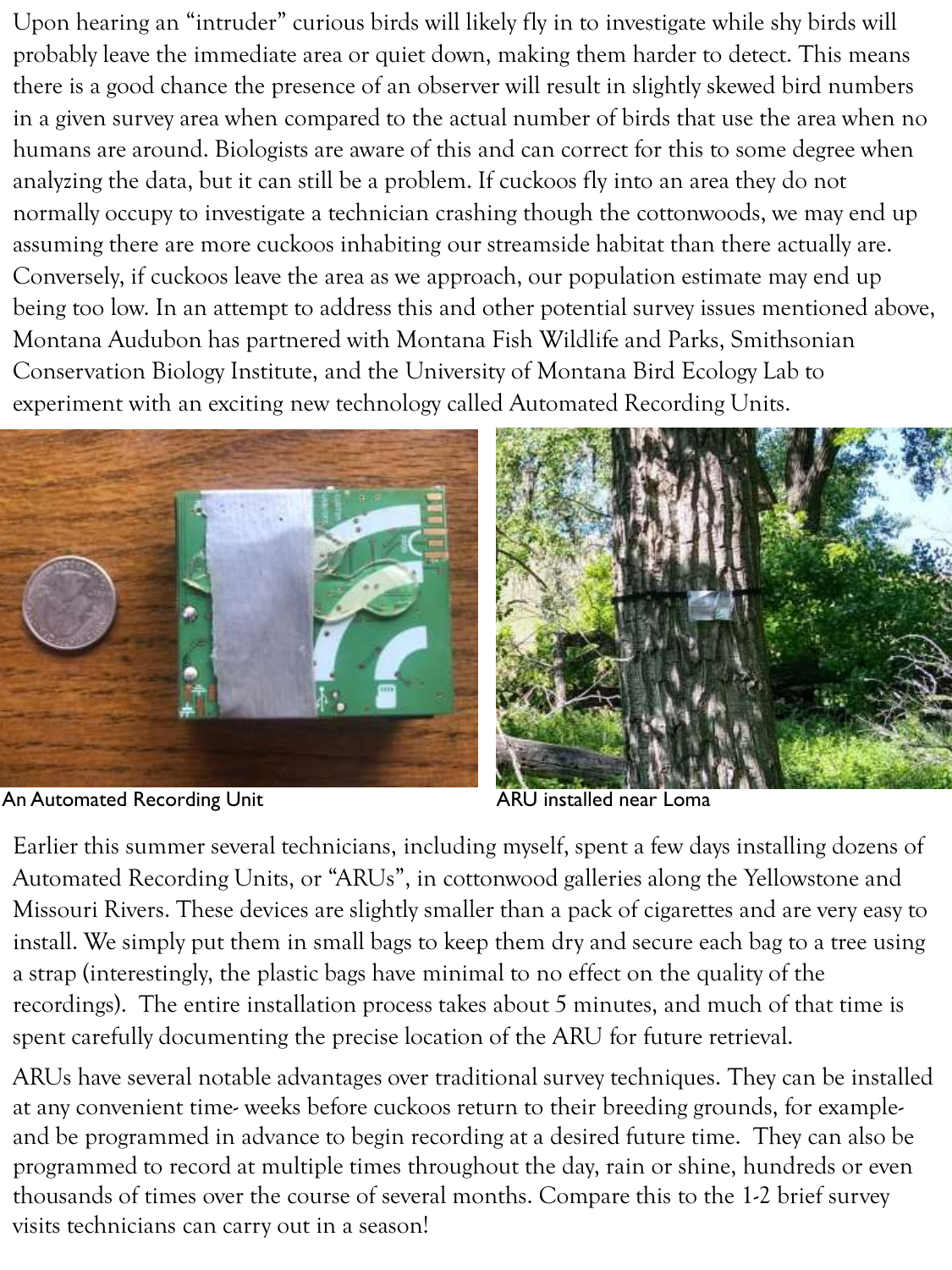Upon hearing an "intruder" curious birds will likely fly in to investigate while shy birds will probably leave the immediate area or quiet down, making them harder to detect. This means there is a good chance the presence of an observer will result in slightly skewed bird numbers in a given survey area when compared to the actual number of birds that use the area when no humans are around. Biologists are aware of this and can correct for this to some degree when analyzing the data, but it can still be a problem. If cuckoos fly into an area they do not normally occupy to investigate a technician crashing though the cottonwoods, we may end up assuming there are more cuckoos inhabiting our streamside habitat than there actually are. Conversely, if cuckoos leave the area as we approach, our population estimate may end up being too low. In an attempt to address this and other potential survey issues mentioned above, Montana Audubon has partnered with Montana Fish Wildlife and Parks, Smithsonian Conservation Biology Institute, and the University of Montana Bird Ecology Lab to experiment with an exciting new technology called Automated Recording Units.

An Automated Recording Unit

ARU installed near Loma

Earlier this summer several technicians, including myself, spent a few days installing dozens of Automated Recording Units, or "ARUs", in cottonwood galleries along the Yellowstone and Missouri Rivers. These devices are slightly smaller than a pack of cigarettes and are very easy to install. We simply put them in small bags to keep them dry and secure each bag to a tree using a strap (interestingly, the plastic bags have minimal to no effect on the quality of the recordings). The entire installation process takes about 5 minutes, and much of that time is spent carefully documenting the precise location of the ARU for future retrieval.

ARUs have several notable advantages over traditional survey techniques. They can be installed at any convenient time- weeks before cuckoos return to their breeding grounds, for example- and be programmed in advance to begin recording at a desired future time. They can also be programmed to record at multiple times throughout the day, rain or shine, hundreds or even thousands of times over the course of several months. Compare this to the 1-2 brief survey visits technicians can carry out in a season!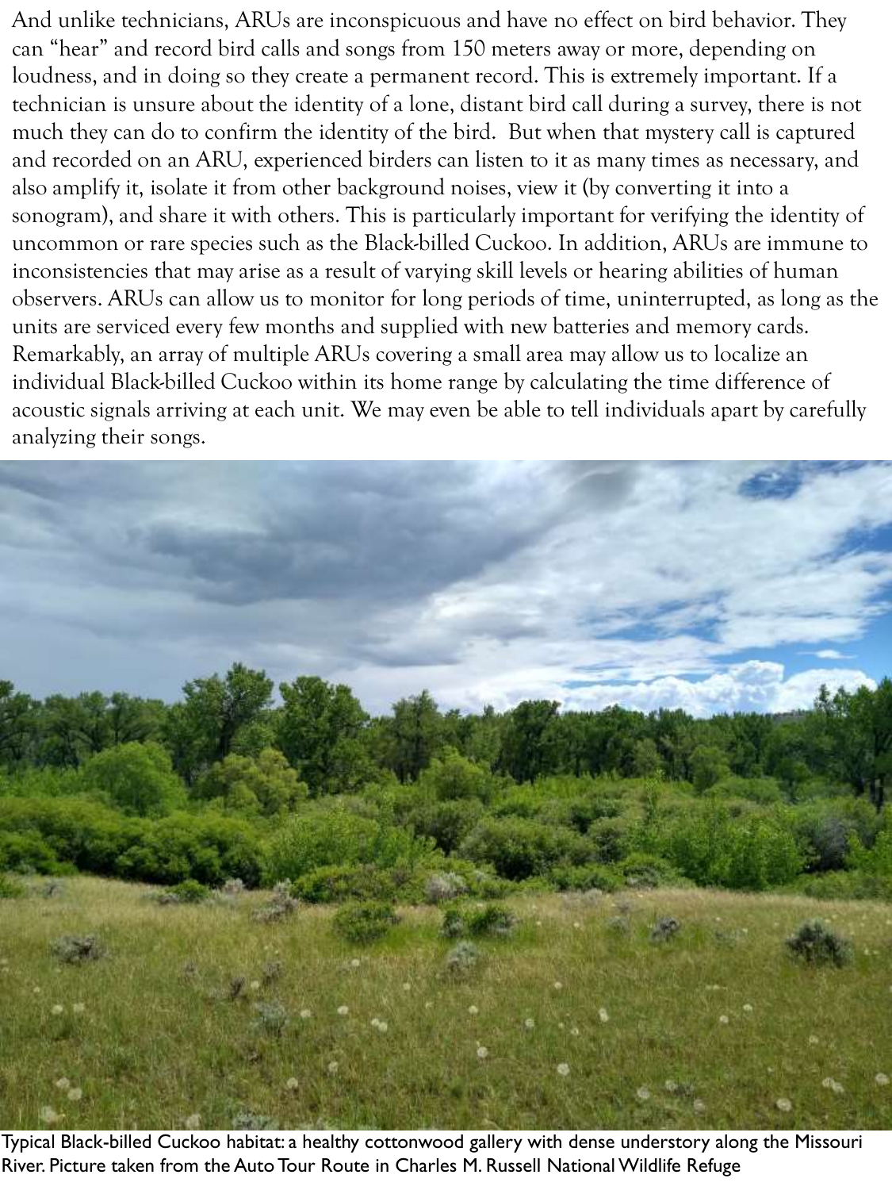And unlike technicians, ARUs are inconspicuous and have no effect on bird behavior. They can "hear" and record bird calls and songs from 150 meters away or more, depending on loudness, and in doing so they create a permanent record. This is extremely important. If a technician is unsure about the identity of a lone, distant bird call during a survey, there is not much they can do to confirm the identity of the bird. But when that mystery call is captured and recorded on an ARU, experienced birders can listen to it as many times as necessary, and also amplify it, isolate it from other background noises, view it (by converting it into a sonogram), and share it with others. This is particularly important for verifying the identity of uncommon or rare species such as the Black-billed Cuckoo. In addition, ARUs are immune to inconsistencies that may arise as a result of varying skill levels or hearing abilities of human observers. ARUs can allow us to monitor for long periods of time, uninterrupted, as long as the units are serviced every few months and supplied with new batteries and memory cards. Remarkably, an array of multiple ARUs covering a small area may allow us to localize an individual Black-billed Cuckoo within its home range by calculating the time difference of acoustic signals arriving at each unit. We may even be able to tell individuals apart by carefully analyzing their songs.

Typical Black-billed Cuckoo habitat: a healthy cottonwood gallery with dense understory along the Missouri River. Picture taken from the Auto Tour Route in Charles M. Russell National Wildlife Refuge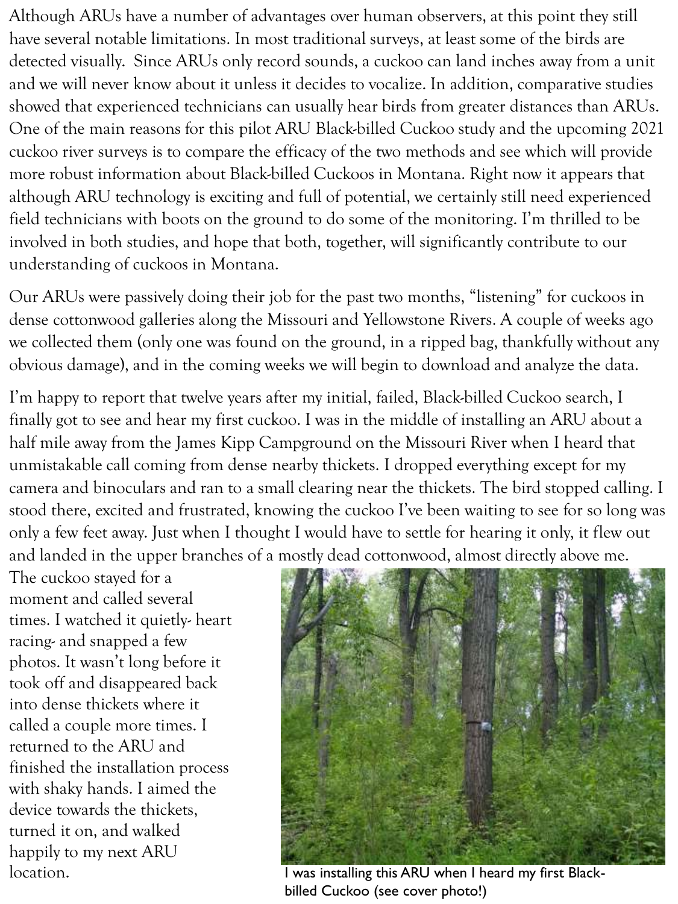Although ARUs have a number of advantages over human observers, at this point they still have several notable limitations. In most traditional surveys, at least some of the birds are detected visually.  Since ARUs only record sounds, a cuckoo can land inches away from a unit and we will never know about it unless it decides to vocalize. In addition, comparative studies showed that experienced technicians can usually hear birds from greater distances than ARUs. One of the main reasons for this pilot ARU Black-billed Cuckoo study and the upcoming 2021 cuckoo river surveys is to compare the efficacy of the two methods and see which will provide more robust information about Black-billed Cuckoos in Montana. Right now it appears that although ARU technology is exciting and full of potential, we certainly still need experienced field technicians with boots on the ground to do some of the monitoring. I'm thrilled to be involved in both studies, and hope that both, together, will significantly contribute to our understanding of cuckoos in Montana.

Our ARUs were passively doing their job for the past two months, "listening" for cuckoos in dense cottonwood galleries along the Missouri and Yellowstone Rivers. A couple of weeks ago we collected them (only one was found on the ground, in a ripped bag, thankfully without any obvious damage), and in the coming weeks we will begin to download and analyze the data.

I'm happy to report that twelve years after my initial, failed, Black-billed Cuckoo search, I finally got to see and hear my first cuckoo. I was in the middle of installing an ARU about a half mile away from the James Kipp Campground on the Missouri River when I heard that unmistakable call coming from dense nearby thickets. I dropped everything except for my camera and binoculars and ran to a small clearing near the thickets. The bird stopped calling. I stood there, excited and frustrated, knowing the cuckoo I've been waiting to see for so long was only a few feet away. Just when I thought I would have to settle for hearing it only, it flew out and landed in the upper branches of a mostly dead cottonwood, almost directly above me. The cuckoo stayed for a moment and called several times. I watched it quietly- heart racing- and snapped a few photos. It wasn't long before it took off and disappeared back into dense thickets where it called a couple more times. I returned to the ARU and finished the installation process with shaky hands. I aimed the device towards the thickets, turned it on, and walked happily to my next ARU location.

I was installing this ARU when I heard my first Black-billed Cuckoo (see cover photo!)